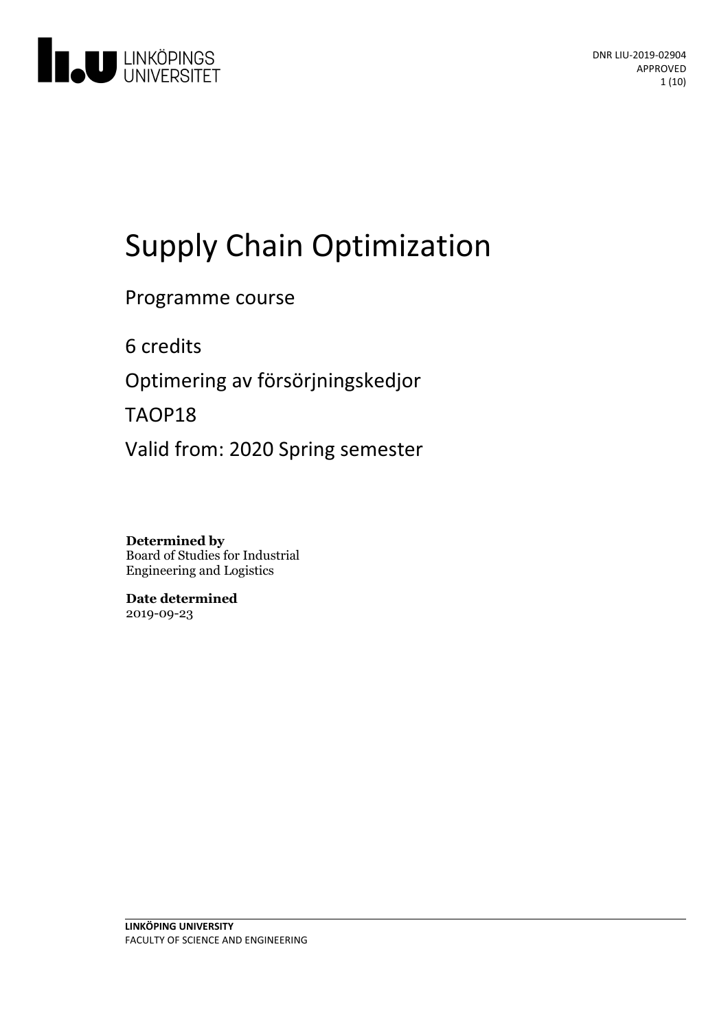DNR LIU-2019-02904
APPROVED

# Supply Chain Optimization

Programme course

6 credits

Optimering av försörjningskedjor

TAOP18

Valid from: 2020 Spring semester

**Determined by**
Board of Studies for Industrial Engineering and Logistics

**Date determined**
2019-09-23

**LINKÖPING UNIVERSITY**
FACULTY OF SCIENCE AND ENGINEERING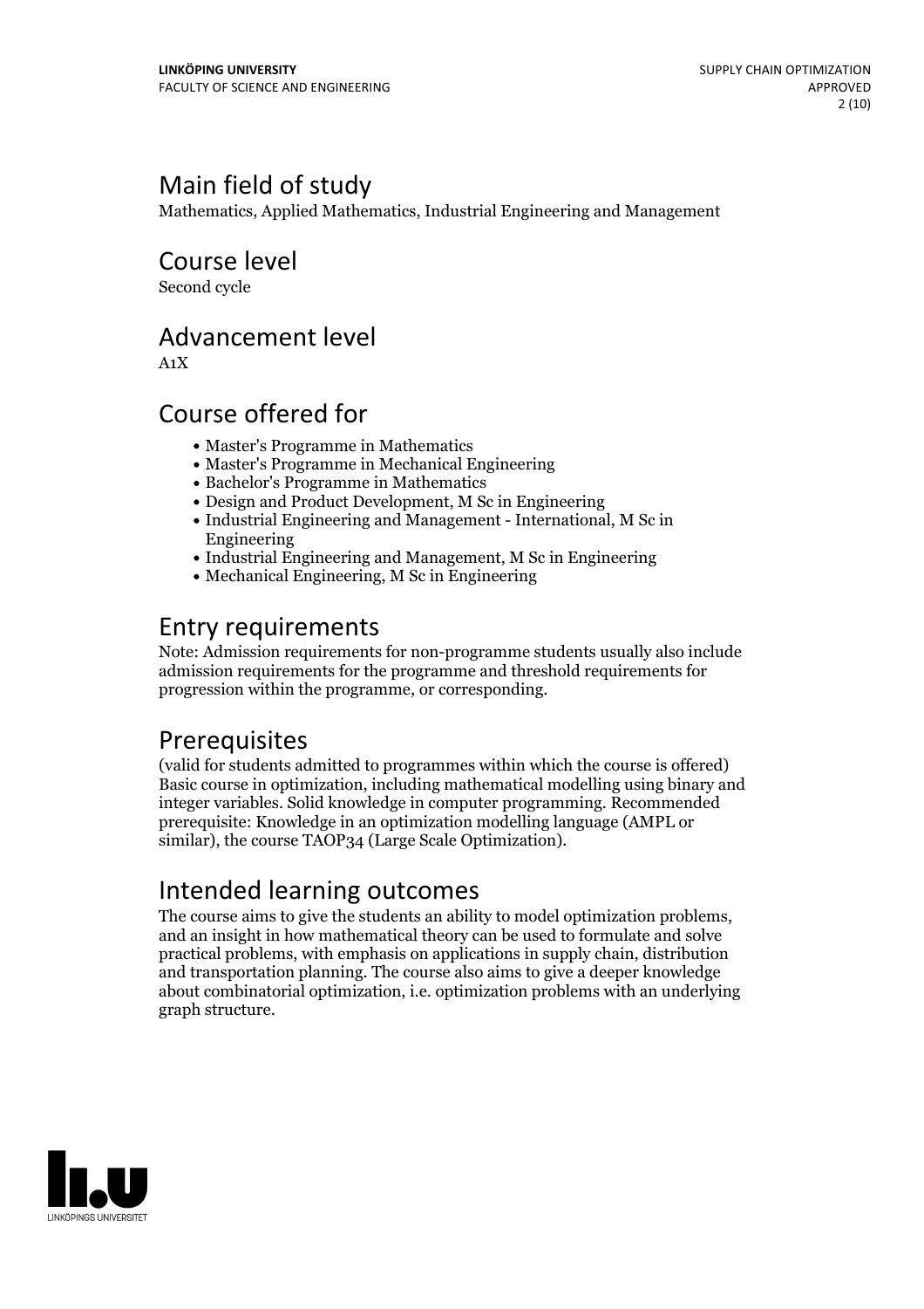## Main field of study

Mathematics, Applied Mathematics, Industrial Engineering and Management

## Course level

Second cycle

## Advancement level

A1X

## Course offered for

- Master's Programme in Mathematics
- Master's Programme in Mechanical Engineering
- Bachelor's Programme in Mathematics
- Design and Product Development, M Sc in Engineering
- Industrial Engineering and Management - International, M Sc in Engineering
- Industrial Engineering and Management, M Sc in Engineering
- Mechanical Engineering, M Sc in Engineering

## Entry requirements

Note: Admission requirements for non-programme students usually also include admission requirements for the programme and threshold requirements for progression within the programme, or corresponding.

## Prerequisites

(valid for students admitted to programmes within which the course is offered) Basic course in optimization, including mathematical modelling using binary and integer variables. Solid knowledge in computer programming. Recommended prerequisite: Knowledge in an optimization modelling language (AMPL or similar), the course TAOP34 (Large Scale Optimization).

## Intended learning outcomes

The course aims to give the students an ability to model optimization problems, and an insight in how mathematical theory can be used to formulate and solve practical problems, with emphasis on applications in supply chain, distribution and transportation planning. The course also aims to give a deeper knowledge about combinatorial optimization, i.e. optimization problems with an underlying graph structure.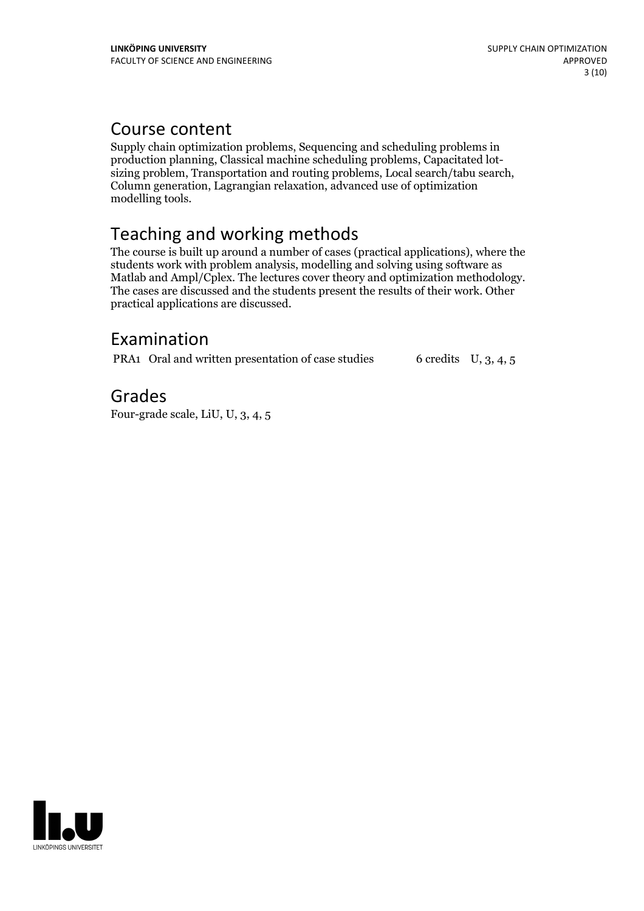## Course content

Supply chain optimization problems, Sequencing and scheduling problems in production planning, Classical machine scheduling problems, Capacitated lot-sizing problem, Transportation and routing problems, Local search/tabu search, Column generation, Lagrangian relaxation, advanced use of optimization modelling tools.

## Teaching and working methods

The course is built up around a number of cases (practical applications), where the students work with problem analysis, modelling and solving using software as Matlab and Ampl/Cplex. The lectures cover theory and optimization methodology. The cases are discussed and the students present the results of their work. Other practical applications are discussed.

## Examination

| | | | |
|---|---|---|---|
| PRA1 | Oral and written presentation of case studies | 6 credits | U, 3, 4, 5 |

## Grades

Four-grade scale, LiU, U, 3, 4, 5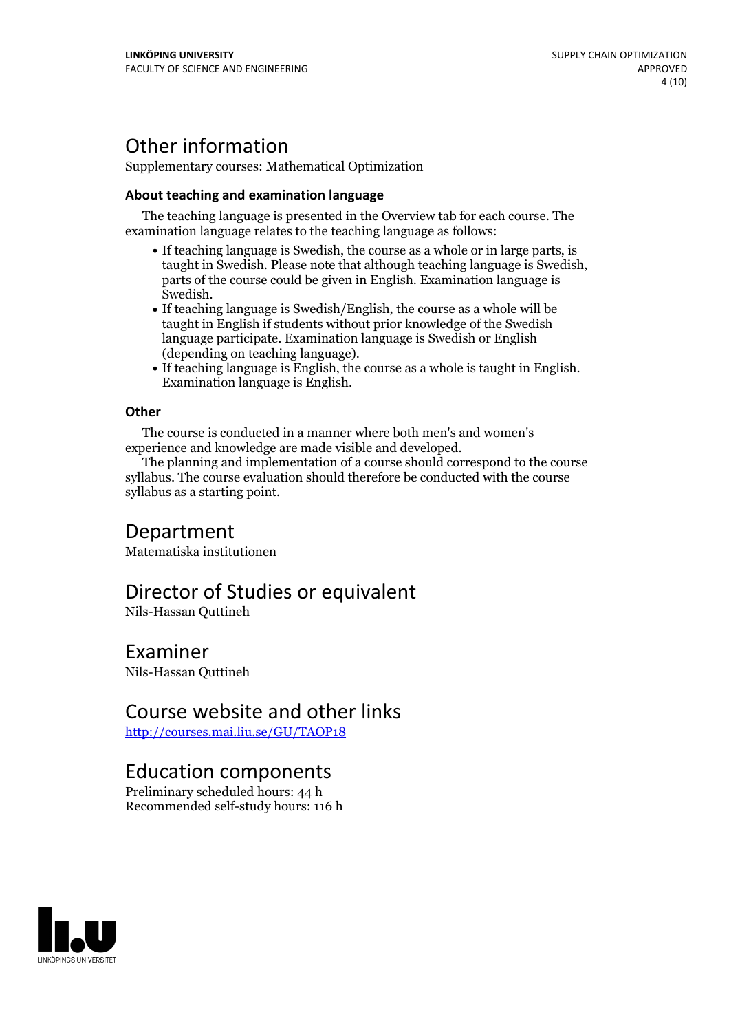# Other information

Supplementary courses: Mathematical Optimization

### About teaching and examination language

The teaching language is presented in the Overview tab for each course. The examination language relates to the teaching language as follows:

- If teaching language is Swedish, the course as a whole or in large parts, is taught in Swedish. Please note that although teaching language is Swedish, parts of the course could be given in English. Examination language is Swedish.
- If teaching language is Swedish/English, the course as a whole will be taught in English if students without prior knowledge of the Swedish language participate. Examination language is Swedish or English (depending on teaching language).
- If teaching language is English, the course as a whole is taught in English. Examination language is English.

### Other

The course is conducted in a manner where both men's and women's experience and knowledge are made visible and developed.

The planning and implementation of a course should correspond to the course syllabus. The course evaluation should therefore be conducted with the course syllabus as a starting point.

# Department

Matematiska institutionen

# Director of Studies or equivalent

Nils-Hassan Quttineh

# Examiner

Nils-Hassan Quttineh

# Course website and other links

http://courses.mai.liu.se/GU/TAOP18

# Education components

Preliminary scheduled hours: 44 h
Recommended self-study hours: 116 h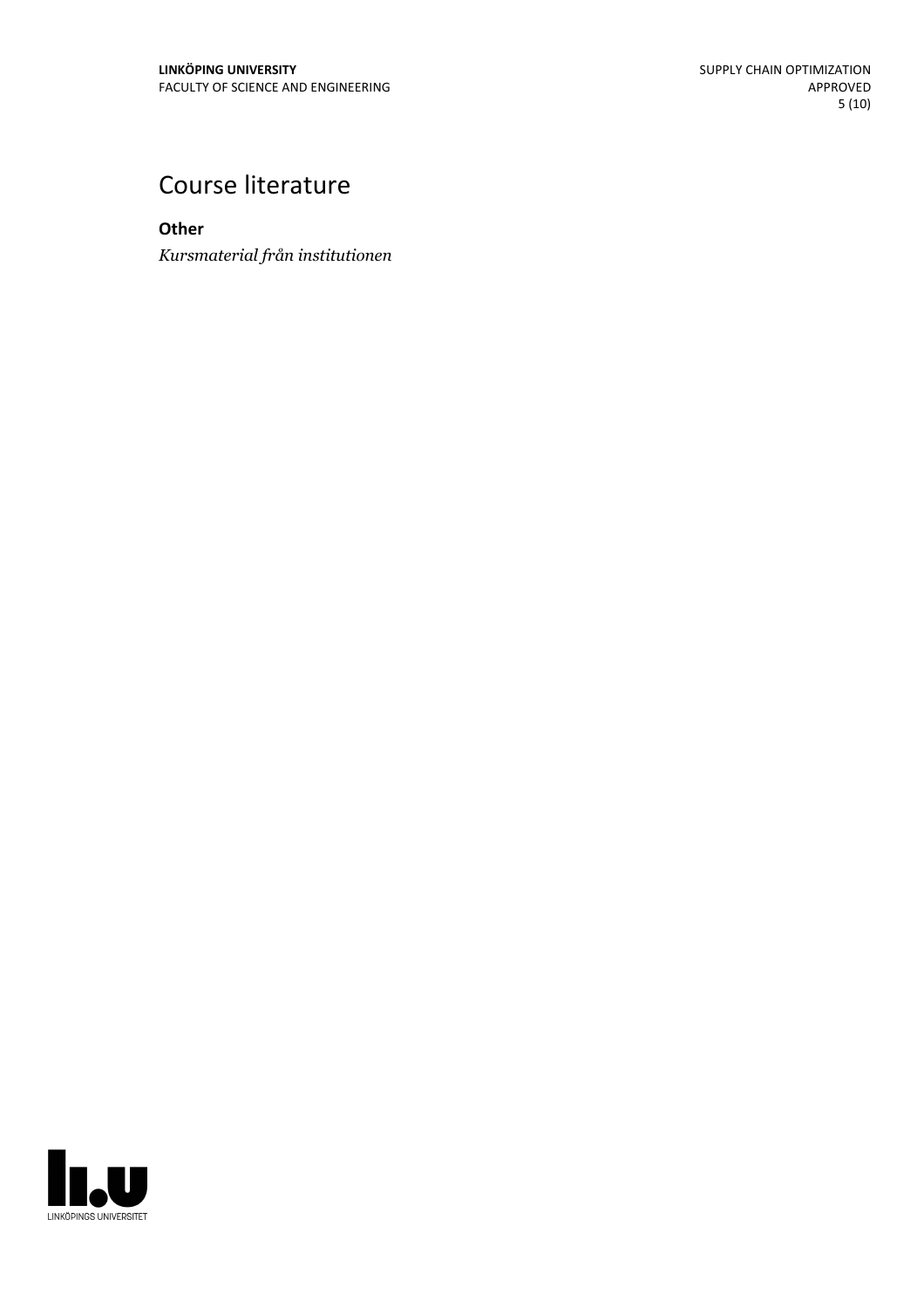# Course literature

**Other**

*Kursmaterial från institutionen*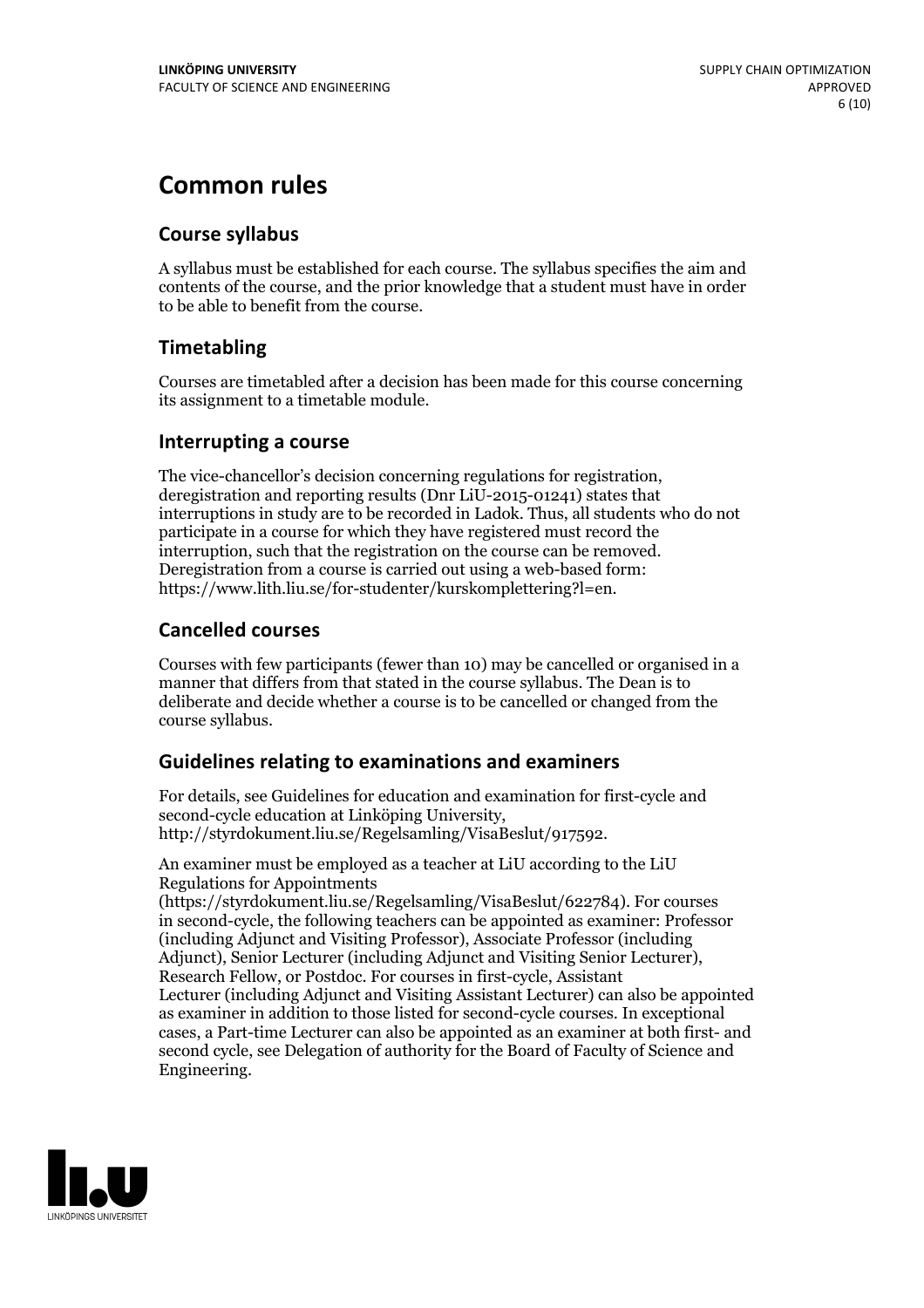# Common rules

## Course syllabus

A syllabus must be established for each course. The syllabus specifies the aim and contents of the course, and the prior knowledge that a student must have in order to be able to benefit from the course.

## Timetabling

Courses are timetabled after a decision has been made for this course concerning its assignment to a timetable module.

## Interrupting a course

The vice-chancellor's decision concerning regulations for registration, deregistration and reporting results (Dnr LiU-2015-01241) states that interruptions in study are to be recorded in Ladok. Thus, all students who do not participate in a course for which they have registered must record the interruption, such that the registration on the course can be removed. Deregistration from a course is carried out using a web-based form: https://www.lith.liu.se/for-studenter/kurskomplettering?l=en.

## Cancelled courses

Courses with few participants (fewer than 10) may be cancelled or organised in a manner that differs from that stated in the course syllabus. The Dean is to deliberate and decide whether a course is to be cancelled or changed from the course syllabus.

## Guidelines relating to examinations and examiners

For details, see Guidelines for education and examination for first-cycle and second-cycle education at Linköping University, http://styrdokument.liu.se/Regelsamling/VisaBeslut/917592.

An examiner must be employed as a teacher at LiU according to the LiU Regulations for Appointments (https://styrdokument.liu.se/Regelsamling/VisaBeslut/622784). For courses in second-cycle, the following teachers can be appointed as examiner: Professor (including Adjunct and Visiting Professor), Associate Professor (including Adjunct), Senior Lecturer (including Adjunct and Visiting Senior Lecturer), Research Fellow, or Postdoc. For courses in first-cycle, Assistant Lecturer (including Adjunct and Visiting Assistant Lecturer) can also be appointed as examiner in addition to those listed for second-cycle courses. In exceptional cases, a Part-time Lecturer can also be appointed as an examiner at both first- and second cycle, see Delegation of authority for the Board of Faculty of Science and Engineering.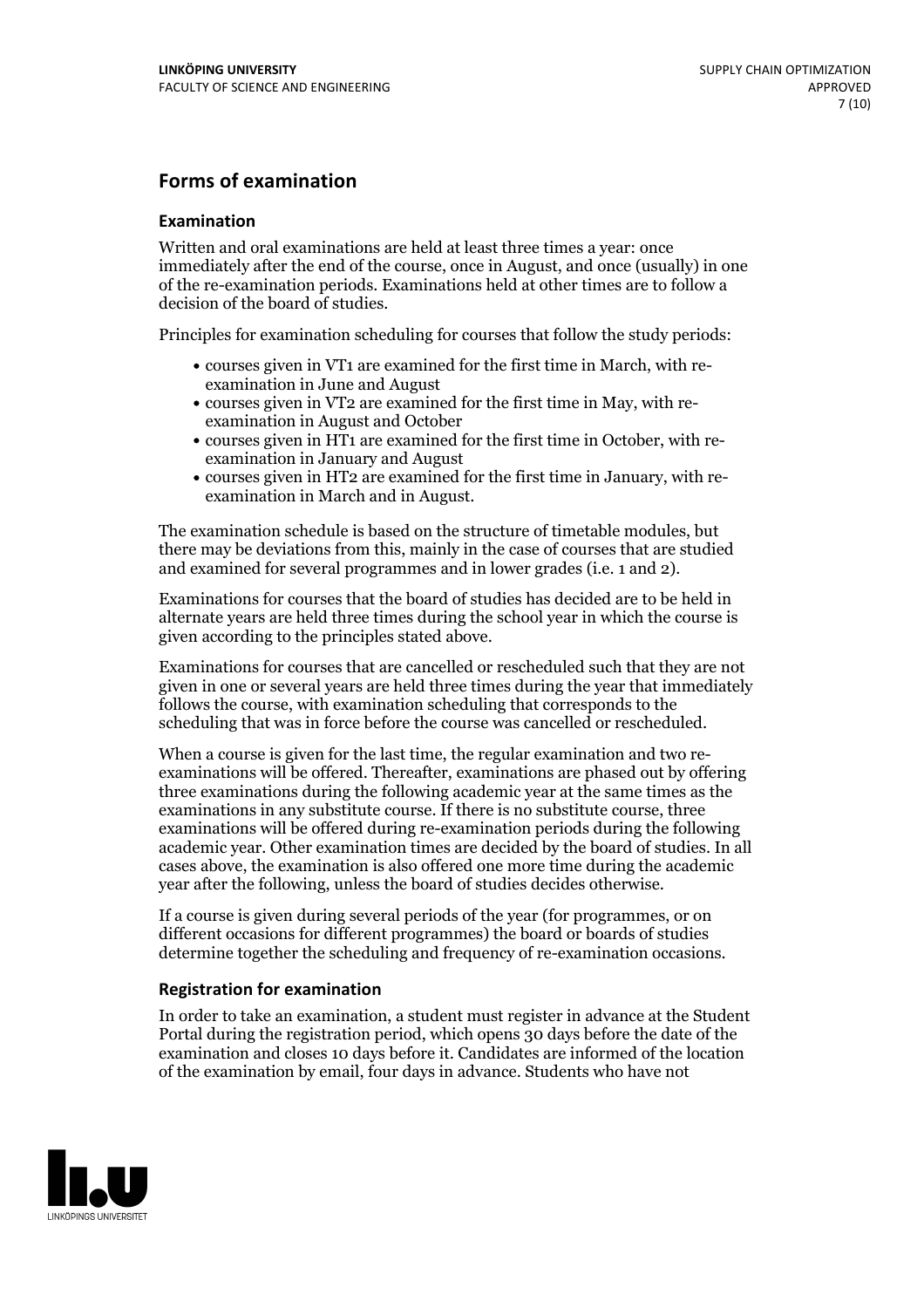## Forms of examination

### Examination

Written and oral examinations are held at least three times a year: once immediately after the end of the course, once in August, and once (usually) in one of the re-examination periods. Examinations held at other times are to follow a decision of the board of studies.

Principles for examination scheduling for courses that follow the study periods:

- courses given in VT1 are examined for the first time in March, with re-examination in June and August
- courses given in VT2 are examined for the first time in May, with re-examination in August and October
- courses given in HT1 are examined for the first time in October, with re-examination in January and August
- courses given in HT2 are examined for the first time in January, with re-examination in March and in August.

The examination schedule is based on the structure of timetable modules, but there may be deviations from this, mainly in the case of courses that are studied and examined for several programmes and in lower grades (i.e. 1 and 2).

Examinations for courses that the board of studies has decided are to be held in alternate years are held three times during the school year in which the course is given according to the principles stated above.

Examinations for courses that are cancelled or rescheduled such that they are not given in one or several years are held three times during the year that immediately follows the course, with examination scheduling that corresponds to the scheduling that was in force before the course was cancelled or rescheduled.

When a course is given for the last time, the regular examination and two re-examinations will be offered. Thereafter, examinations are phased out by offering three examinations during the following academic year at the same times as the examinations in any substitute course. If there is no substitute course, three examinations will be offered during re-examination periods during the following academic year. Other examination times are decided by the board of studies. In all cases above, the examination is also offered one more time during the academic year after the following, unless the board of studies decides otherwise.

If a course is given during several periods of the year (for programmes, or on different occasions for different programmes) the board or boards of studies determine together the scheduling and frequency of re-examination occasions.

### Registration for examination

In order to take an examination, a student must register in advance at the Student Portal during the registration period, which opens 30 days before the date of the examination and closes 10 days before it. Candidates are informed of the location of the examination by email, four days in advance. Students who have not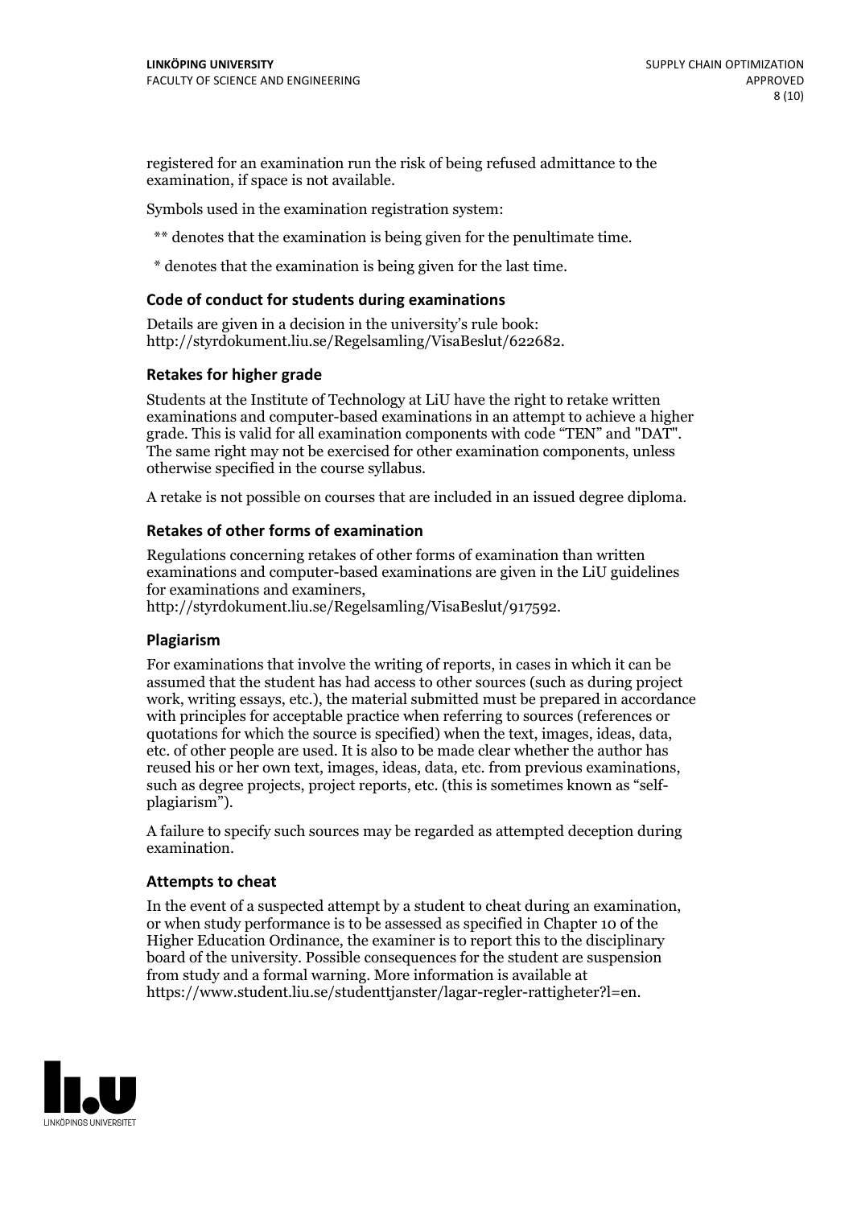registered for an examination run the risk of being refused admittance to the examination, if space is not available.

Symbols used in the examination registration system:

** denotes that the examination is being given for the penultimate time.

* denotes that the examination is being given for the last time.

### Code of conduct for students during examinations

Details are given in a decision in the university's rule book: http://styrdokument.liu.se/Regelsamling/VisaBeslut/622682.

### Retakes for higher grade

Students at the Institute of Technology at LiU have the right to retake written examinations and computer-based examinations in an attempt to achieve a higher grade. This is valid for all examination components with code "TEN" and "DAT". The same right may not be exercised for other examination components, unless otherwise specified in the course syllabus.

A retake is not possible on courses that are included in an issued degree diploma.

### Retakes of other forms of examination

Regulations concerning retakes of other forms of examination than written examinations and computer-based examinations are given in the LiU guidelines for examinations and examiners, http://styrdokument.liu.se/Regelsamling/VisaBeslut/917592.

### Plagiarism

For examinations that involve the writing of reports, in cases in which it can be assumed that the student has had access to other sources (such as during project work, writing essays, etc.), the material submitted must be prepared in accordance with principles for acceptable practice when referring to sources (references or quotations for which the source is specified) when the text, images, ideas, data, etc. of other people are used. It is also to be made clear whether the author has reused his or her own text, images, ideas, data, etc. from previous examinations, such as degree projects, project reports, etc. (this is sometimes known as "self-plagiarism").

A failure to specify such sources may be regarded as attempted deception during examination.

### Attempts to cheat

In the event of a suspected attempt by a student to cheat during an examination, or when study performance is to be assessed as specified in Chapter 10 of the Higher Education Ordinance, the examiner is to report this to the disciplinary board of the university. Possible consequences for the student are suspension from study and a formal warning. More information is available at https://www.student.liu.se/studenttjanster/lagar-regler-rattigheter?l=en.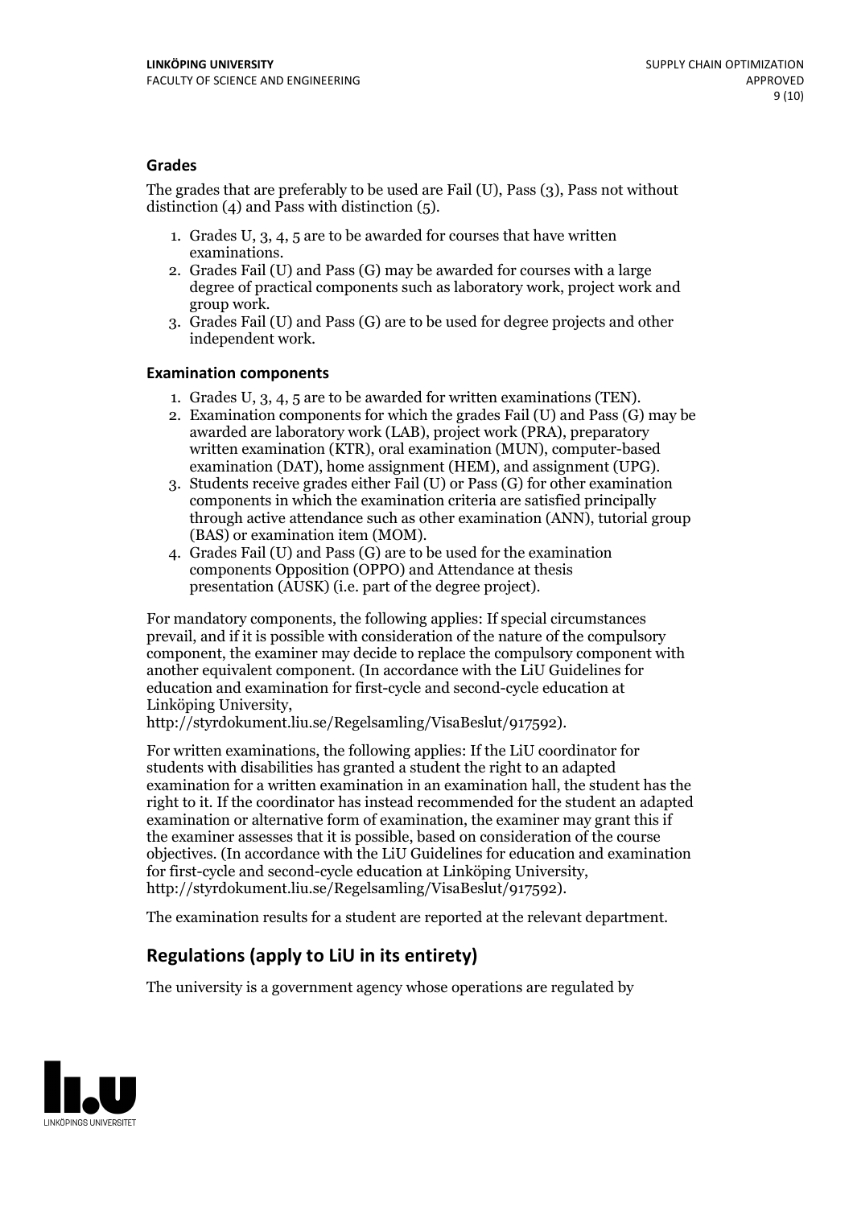### Grades

The grades that are preferably to be used are Fail (U), Pass (3), Pass not without distinction (4) and Pass with distinction (5).

1. Grades U, 3, 4, 5 are to be awarded for courses that have written examinations.
2. Grades Fail (U) and Pass (G) may be awarded for courses with a large degree of practical components such as laboratory work, project work and group work.
3. Grades Fail (U) and Pass (G) are to be used for degree projects and other independent work.

#### Examination components

1. Grades U, 3, 4, 5 are to be awarded for written examinations (TEN).
2. Examination components for which the grades Fail (U) and Pass (G) may be awarded are laboratory work (LAB), project work (PRA), preparatory written examination (KTR), oral examination (MUN), computer-based examination (DAT), home assignment (HEM), and assignment (UPG).
3. Students receive grades either Fail (U) or Pass (G) for other examination components in which the examination criteria are satisfied principally through active attendance such as other examination (ANN), tutorial group (BAS) or examination item (MOM).
4. Grades Fail (U) and Pass (G) are to be used for the examination components Opposition (OPPO) and Attendance at thesis presentation (AUSK) (i.e. part of the degree project).

For mandatory components, the following applies: If special circumstances prevail, and if it is possible with consideration of the nature of the compulsory component, the examiner may decide to replace the compulsory component with another equivalent component. (In accordance with the LiU Guidelines for education and examination for first-cycle and second-cycle education at Linköping University, http://styrdokument.liu.se/Regelsamling/VisaBeslut/917592).

For written examinations, the following applies: If the LiU coordinator for students with disabilities has granted a student the right to an adapted examination for a written examination in an examination hall, the student has the right to it. If the coordinator has instead recommended for the student an adapted examination or alternative form of examination, the examiner may grant this if the examiner assesses that it is possible, based on consideration of the course objectives. (In accordance with the LiU Guidelines for education and examination for first-cycle and second-cycle education at Linköping University, http://styrdokument.liu.se/Regelsamling/VisaBeslut/917592).

The examination results for a student are reported at the relevant department.

## Regulations (apply to LiU in its entirety)

The university is a government agency whose operations are regulated by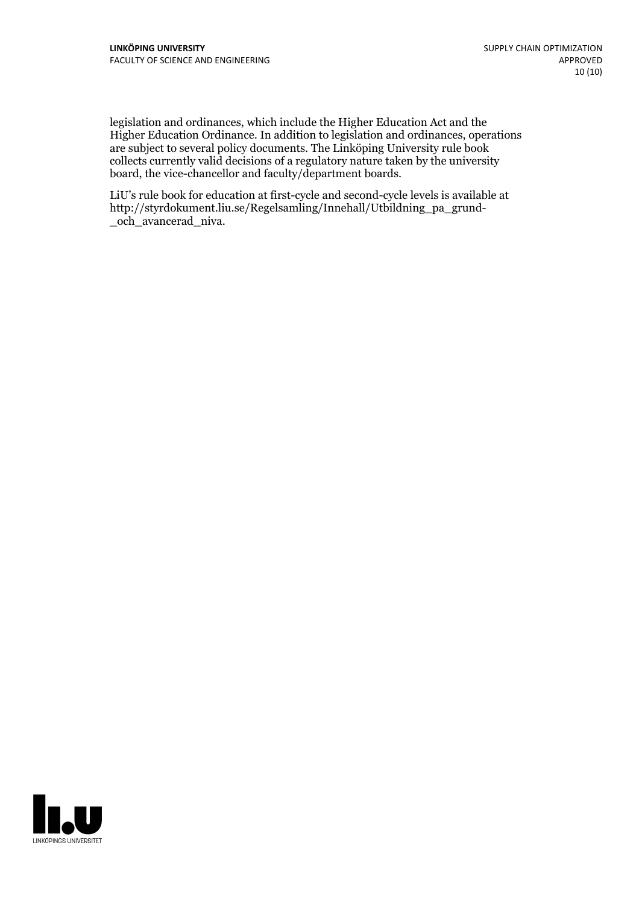legislation and ordinances, which include the Higher Education Act and the Higher Education Ordinance. In addition to legislation and ordinances, operations are subject to several policy documents. The Linköping University rule book collects currently valid decisions of a regulatory nature taken by the university board, the vice-chancellor and faculty/department boards.

LiU's rule book for education at first-cycle and second-cycle levels is available at http://styrdokument.liu.se/Regelsamling/Innehall/Utbildning_pa_grund-_och_avancerad_niva.